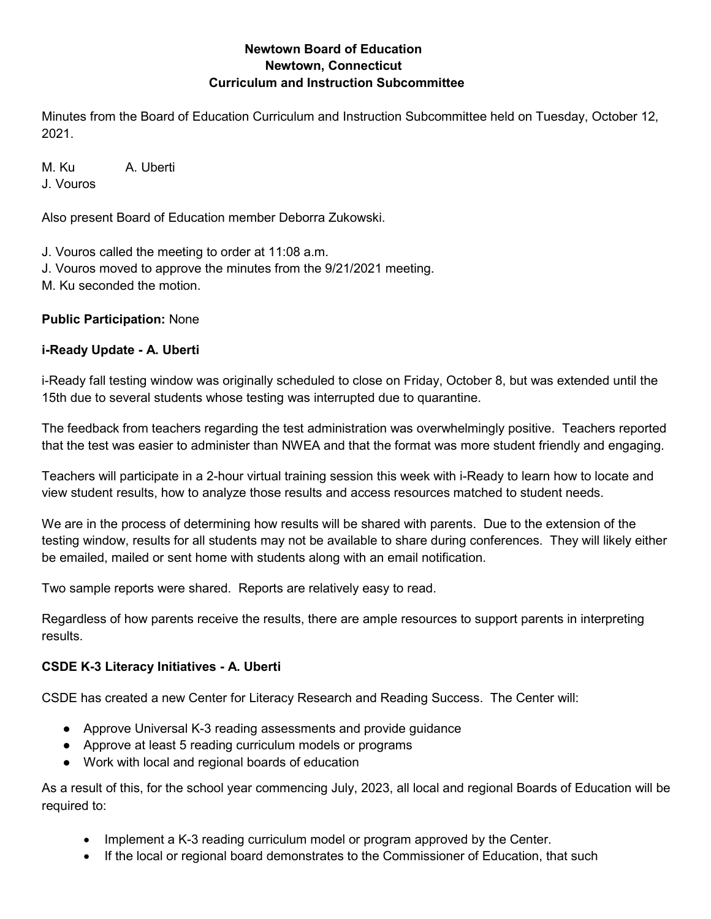**Newtown Board of Education**
**Newtown, Connecticut**
**Curriculum and Instruction Subcommittee**

Minutes from the Board of Education Curriculum and Instruction Subcommittee held on Tuesday, October 12, 2021.

M. Ku A. Uberti
J. Vouros

Also present Board of Education member Deborra Zukowski.

J. Vouros called the meeting to order at 11:08 a.m.
J. Vouros moved to approve the minutes from the 9/21/2021 meeting.
M. Ku seconded the motion.

**Public Participation:** None

**i-Ready Update - A. Uberti**

i-Ready fall testing window was originally scheduled to close on Friday, October 8, but was extended until the 15th due to several students whose testing was interrupted due to quarantine.

The feedback from teachers regarding the test administration was overwhelmingly positive. Teachers reported that the test was easier to administer than NWEA and that the format was more student friendly and engaging.

Teachers will participate in a 2-hour virtual training session this week with i-Ready to learn how to locate and view student results, how to analyze those results and access resources matched to student needs.

We are in the process of determining how results will be shared with parents. Due to the extension of the testing window, results for all students may not be available to share during conferences. They will likely either be emailed, mailed or sent home with students along with an email notification.

Two sample reports were shared. Reports are relatively easy to read.

Regardless of how parents receive the results, there are ample resources to support parents in interpreting results.

**CSDE K-3 Literacy Initiatives - A. Uberti**

CSDE has created a new Center for Literacy Research and Reading Success. The Center will:

- Approve Universal K-3 reading assessments and provide guidance
- Approve at least 5 reading curriculum models or programs
- Work with local and regional boards of education

As a result of this, for the school year commencing July, 2023, all local and regional Boards of Education will be required to:

- Implement a K-3 reading curriculum model or program approved by the Center.
- If the local or regional board demonstrates to the Commissioner of Education, that such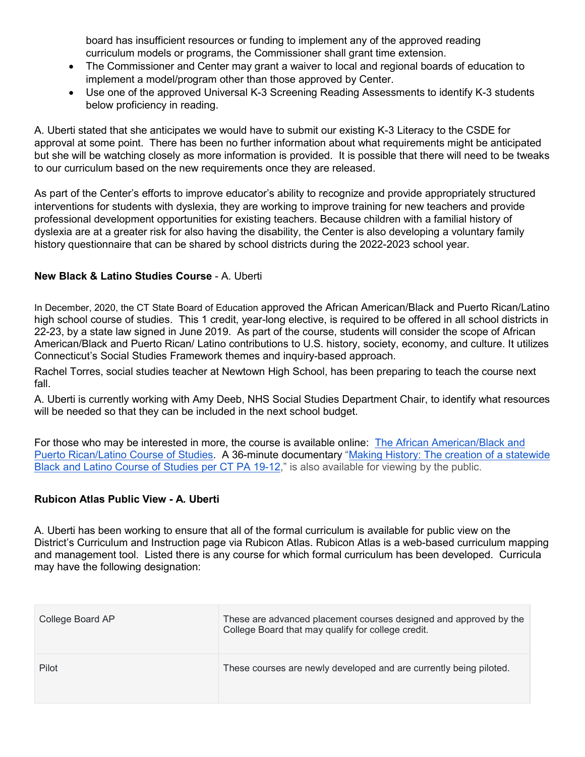board has insufficient resources or funding to implement any of the approved reading curriculum models or programs, the Commissioner shall grant time extension.

- The Commissioner and Center may grant a waiver to local and regional boards of education to implement a model/program other than those approved by Center.
- Use one of the approved Universal K-3 Screening Reading Assessments to identify K-3 students below proficiency in reading.

A. Uberti stated that she anticipates we would have to submit our existing K-3 Literacy to the CSDE for approval at some point. There has been no further information about what requirements might be anticipated but she will be watching closely as more information is provided. It is possible that there will need to be tweaks to our curriculum based on the new requirements once they are released.

As part of the Center's efforts to improve educator's ability to recognize and provide appropriately structured interventions for students with dyslexia, they are working to improve training for new teachers and provide professional development opportunities for existing teachers. Because children with a familial history of dyslexia are at a greater risk for also having the disability, the Center is also developing a voluntary family history questionnaire that can be shared by school districts during the 2022-2023 school year.

**New Black & Latino Studies Course** - A. Uberti

In December, 2020, the CT State Board of Education approved the African American/Black and Puerto Rican/Latino high school course of studies. This 1 credit, year-long elective, is required to be offered in all school districts in 22-23, by a state law signed in June 2019. As part of the course, students will consider the scope of African American/Black and Puerto Rican/ Latino contributions to U.S. history, society, economy, and culture. It utilizes Connecticut's Social Studies Framework themes and inquiry-based approach.

Rachel Torres, social studies teacher at Newtown High School, has been preparing to teach the course next fall.

A. Uberti is currently working with Amy Deeb, NHS Social Studies Department Chair, to identify what resources will be needed so that they can be included in the next school budget.

For those who may be interested in more, the course is available online: The African American/Black and Puerto Rican/Latino Course of Studies. A 36-minute documentary "Making History: The creation of a statewide Black and Latino Course of Studies per CT PA 19-12," is also available for viewing by the public.

**Rubicon Atlas Public View - A. Uberti**

A. Uberti has been working to ensure that all of the formal curriculum is available for public view on the District's Curriculum and Instruction page via Rubicon Atlas. Rubicon Atlas is a web-based curriculum mapping and management tool. Listed there is any course for which formal curriculum has been developed. Curricula may have the following designation:

| | |
|---|---|
| College Board AP | These are advanced placement courses designed and approved by the College Board that may qualify for college credit. |
| Pilot | These courses are newly developed and are currently being piloted. |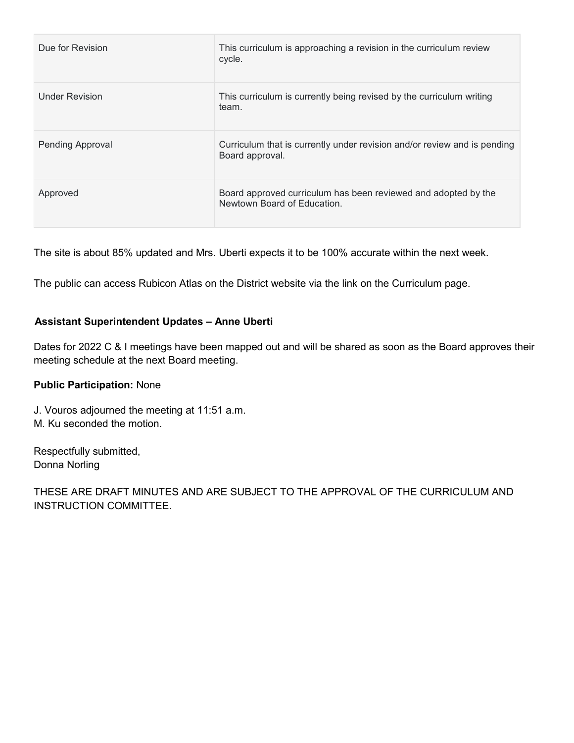| | |
|---|---|
| Due for Revision | This curriculum is approaching a revision in the curriculum review cycle. |
| Under Revision | This curriculum is currently being revised by the curriculum writing team. |
| Pending Approval | Curriculum that is currently under revision and/or review and is pending Board approval. |
| Approved | Board approved curriculum has been reviewed and adopted by the Newtown Board of Education. |

The site is about 85% updated and Mrs. Uberti expects it to be 100% accurate within the next week.

The public can access Rubicon Atlas on the District website via the link on the Curriculum page.

**Assistant Superintendent Updates – Anne Uberti**

Dates for 2022 C & I meetings have been mapped out and will be shared as soon as the Board approves their meeting schedule at the next Board meeting.

**Public Participation:** None

J. Vouros adjourned the meeting at 11:51 a.m.
M. Ku seconded the motion.

Respectfully submitted,
Donna Norling

THESE ARE DRAFT MINUTES AND ARE SUBJECT TO THE APPROVAL OF THE CURRICULUM AND INSTRUCTION COMMITTEE.